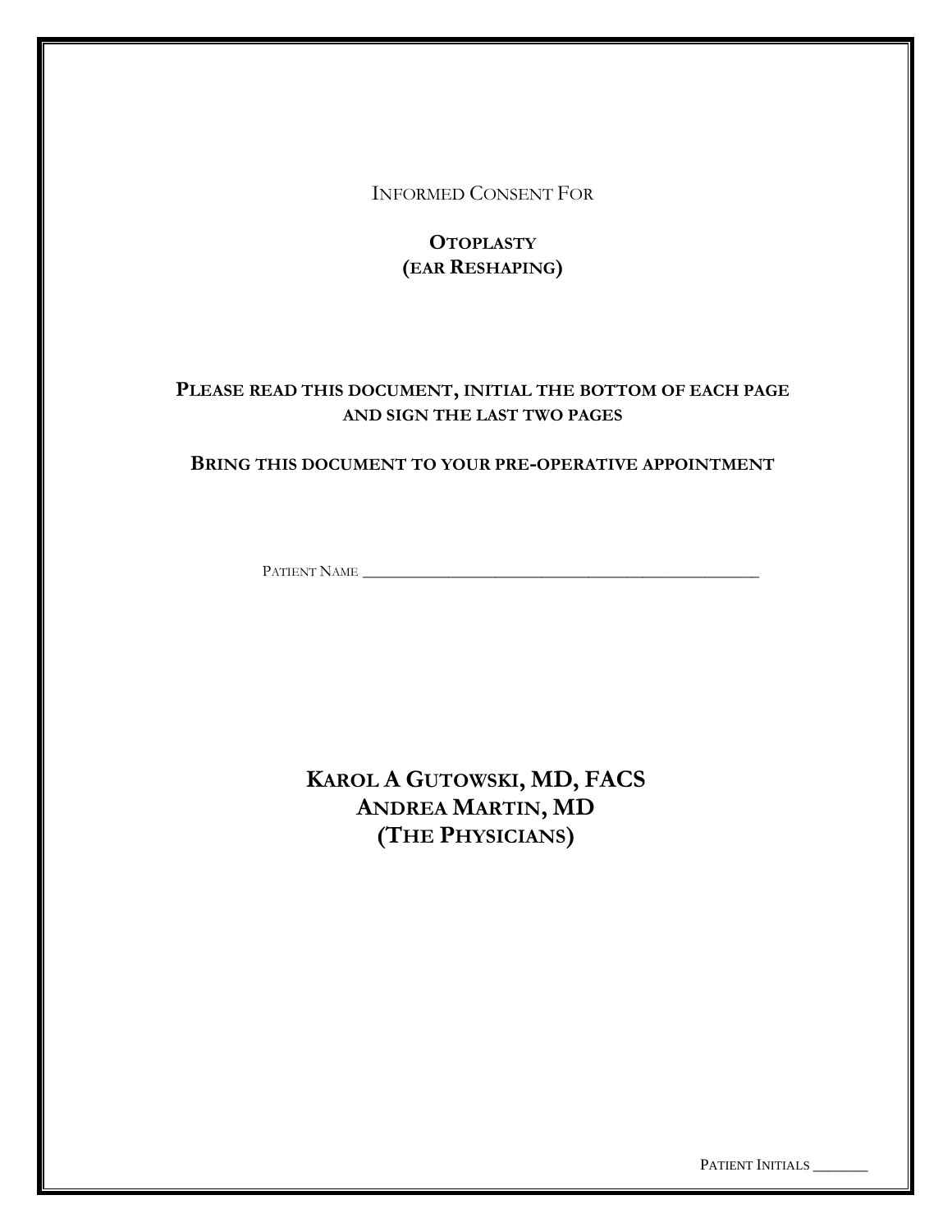INFORMED CONSENT FOR

# OTOPLASTY
# (EAR RESHAPING)

**PLEASE READ THIS DOCUMENT, INITIAL THE BOTTOM OF EACH PAGE AND SIGN THE LAST TWO PAGES**

**BRING THIS DOCUMENT TO YOUR PRE-OPERATIVE APPOINTMENT**

PATIENT NAME ___________________________________________________

## KAROL A GUTOWSKI, MD, FACS
## ANDREA MARTIN, MD
## (THE PHYSICIANS)

PATIENT INITIALS _______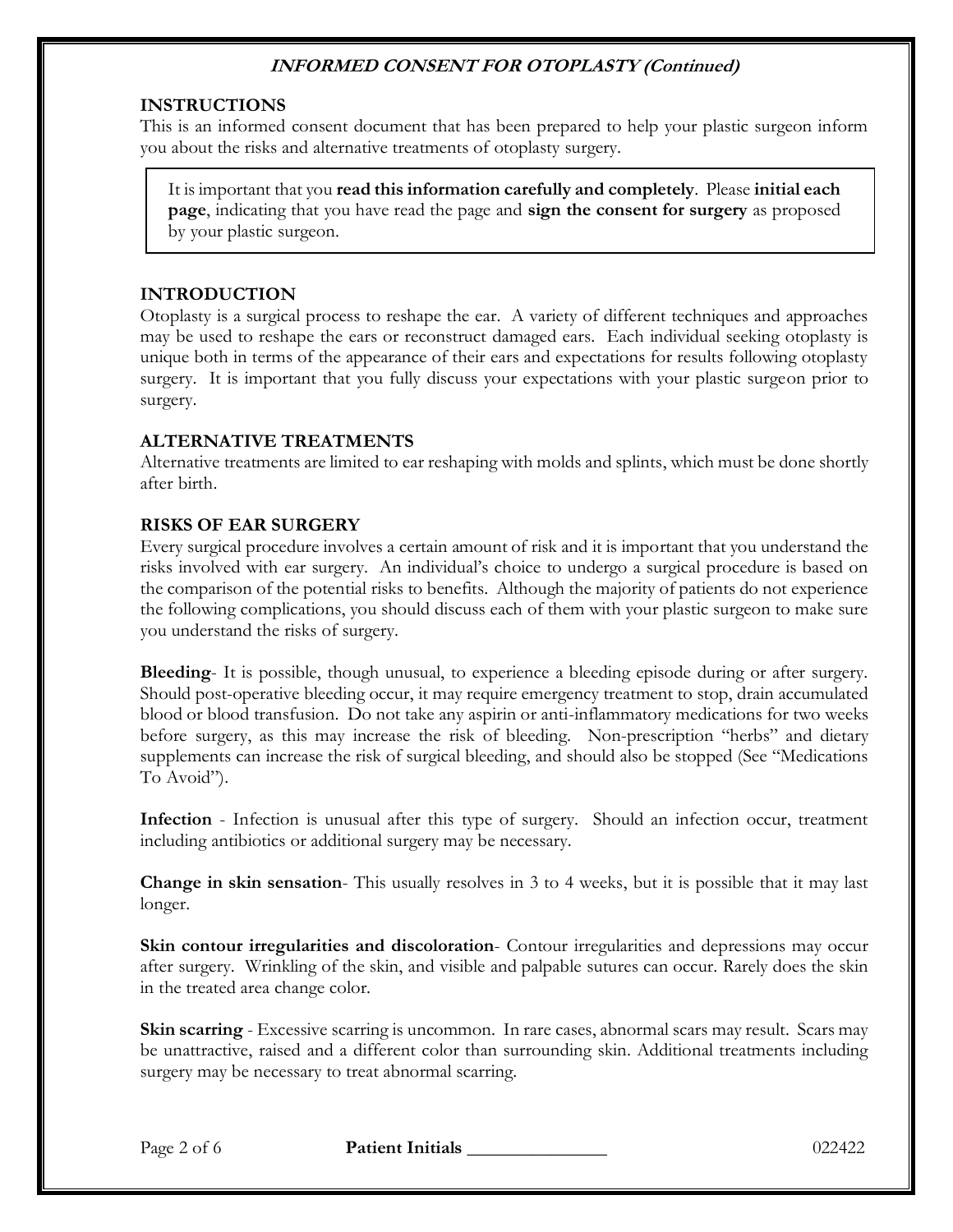**_INFORMED CONSENT FOR OTOPLASTY (Continued)_**

## INSTRUCTIONS

This is an informed consent document that has been prepared to help your plastic surgeon inform you about the risks and alternative treatments of otoplasty surgery.

> It is important that you **read this information carefully and completely**. Please **initial each page**, indicating that you have read the page and **sign the consent for surgery** as proposed by your plastic surgeon.

## INTRODUCTION

Otoplasty is a surgical process to reshape the ear. A variety of different techniques and approaches may be used to reshape the ears or reconstruct damaged ears. Each individual seeking otoplasty is unique both in terms of the appearance of their ears and expectations for results following otoplasty surgery. It is important that you fully discuss your expectations with your plastic surgeon prior to surgery.

## ALTERNATIVE TREATMENTS

Alternative treatments are limited to ear reshaping with molds and splints, which must be done shortly after birth.

## RISKS OF EAR SURGERY

Every surgical procedure involves a certain amount of risk and it is important that you understand the risks involved with ear surgery. An individual's choice to undergo a surgical procedure is based on the comparison of the potential risks to benefits. Although the majority of patients do not experience the following complications, you should discuss each of them with your plastic surgeon to make sure you understand the risks of surgery.

**Bleeding**- It is possible, though unusual, to experience a bleeding episode during or after surgery. Should post-operative bleeding occur, it may require emergency treatment to stop, drain accumulated blood or blood transfusion. Do not take any aspirin or anti-inflammatory medications for two weeks before surgery, as this may increase the risk of bleeding. Non-prescription "herbs" and dietary supplements can increase the risk of surgical bleeding, and should also be stopped (See "Medications To Avoid").

**Infection** - Infection is unusual after this type of surgery. Should an infection occur, treatment including antibiotics or additional surgery may be necessary.

**Change in skin sensation**- This usually resolves in 3 to 4 weeks, but it is possible that it may last longer.

**Skin contour irregularities and discoloration**- Contour irregularities and depressions may occur after surgery. Wrinkling of the skin, and visible and palpable sutures can occur. Rarely does the skin in the treated area change color.

**Skin scarring** - Excessive scarring is uncommon. In rare cases, abnormal scars may result. Scars may be unattractive, raised and a different color than surrounding skin. Additional treatments including surgery may be necessary to treat abnormal scarring.

**Patient Initials** _______________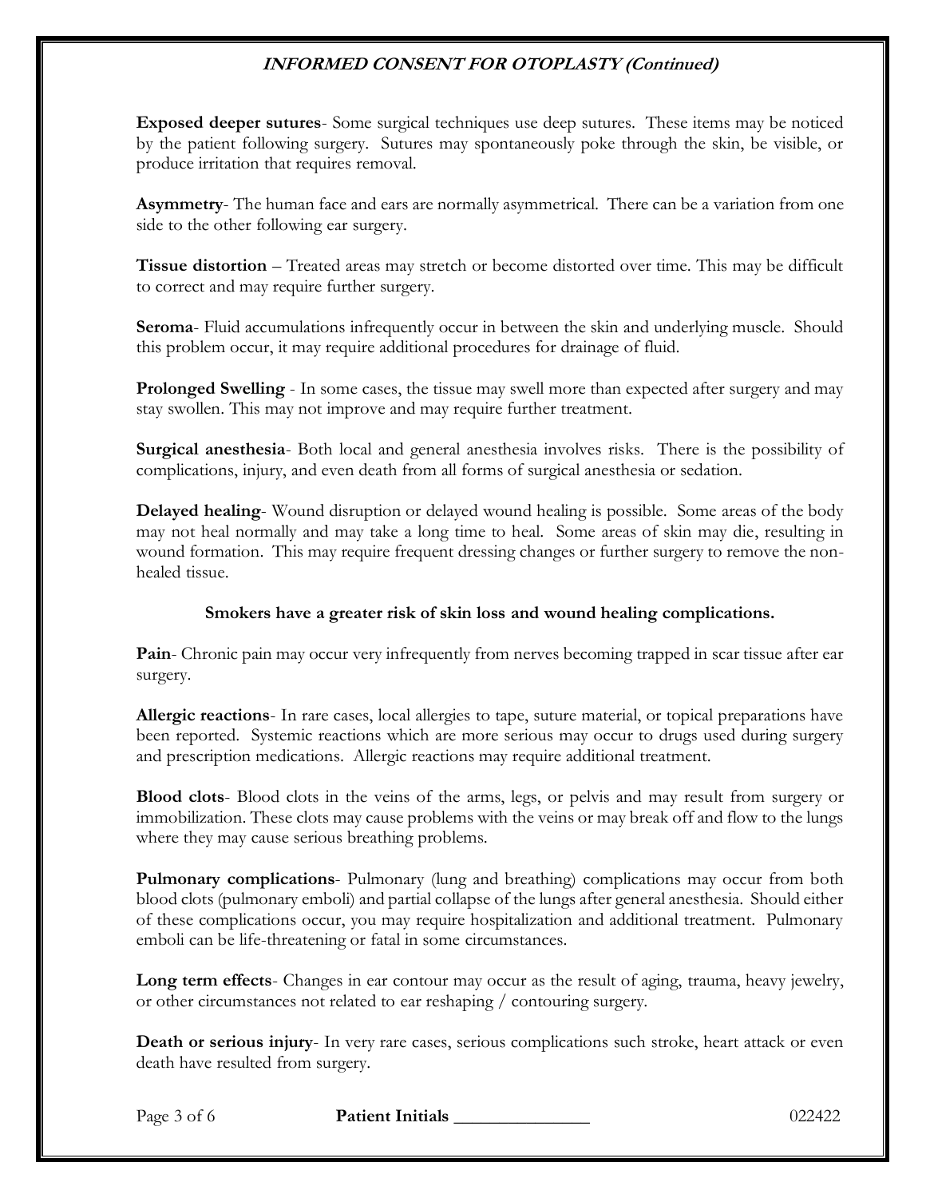**Exposed deeper sutures**- Some surgical techniques use deep sutures. These items may be noticed by the patient following surgery. Sutures may spontaneously poke through the skin, be visible, or produce irritation that requires removal.

**Asymmetry**- The human face and ears are normally asymmetrical. There can be a variation from one side to the other following ear surgery.

**Tissue distortion** – Treated areas may stretch or become distorted over time. This may be difficult to correct and may require further surgery.

**Seroma**- Fluid accumulations infrequently occur in between the skin and underlying muscle. Should this problem occur, it may require additional procedures for drainage of fluid.

**Prolonged Swelling** - In some cases, the tissue may swell more than expected after surgery and may stay swollen. This may not improve and may require further treatment.

**Surgical anesthesia**- Both local and general anesthesia involves risks. There is the possibility of complications, injury, and even death from all forms of surgical anesthesia or sedation.

**Delayed healing**- Wound disruption or delayed wound healing is possible. Some areas of the body may not heal normally and may take a long time to heal. Some areas of skin may die, resulting in wound formation. This may require frequent dressing changes or further surgery to remove the non-healed tissue.

**Smokers have a greater risk of skin loss and wound healing complications.**

**Pain**- Chronic pain may occur very infrequently from nerves becoming trapped in scar tissue after ear surgery.

**Allergic reactions**- In rare cases, local allergies to tape, suture material, or topical preparations have been reported. Systemic reactions which are more serious may occur to drugs used during surgery and prescription medications. Allergic reactions may require additional treatment.

**Blood clots**- Blood clots in the veins of the arms, legs, or pelvis and may result from surgery or immobilization. These clots may cause problems with the veins or may break off and flow to the lungs where they may cause serious breathing problems.

**Pulmonary complications**- Pulmonary (lung and breathing) complications may occur from both blood clots (pulmonary emboli) and partial collapse of the lungs after general anesthesia. Should either of these complications occur, you may require hospitalization and additional treatment. Pulmonary emboli can be life-threatening or fatal in some circumstances.

**Long term effects**- Changes in ear contour may occur as the result of aging, trauma, heavy jewelry, or other circumstances not related to ear reshaping / contouring surgery.

**Death or serious injury**- In very rare cases, serious complications such stroke, heart attack or even death have resulted from surgery.

**Patient Initials** _______________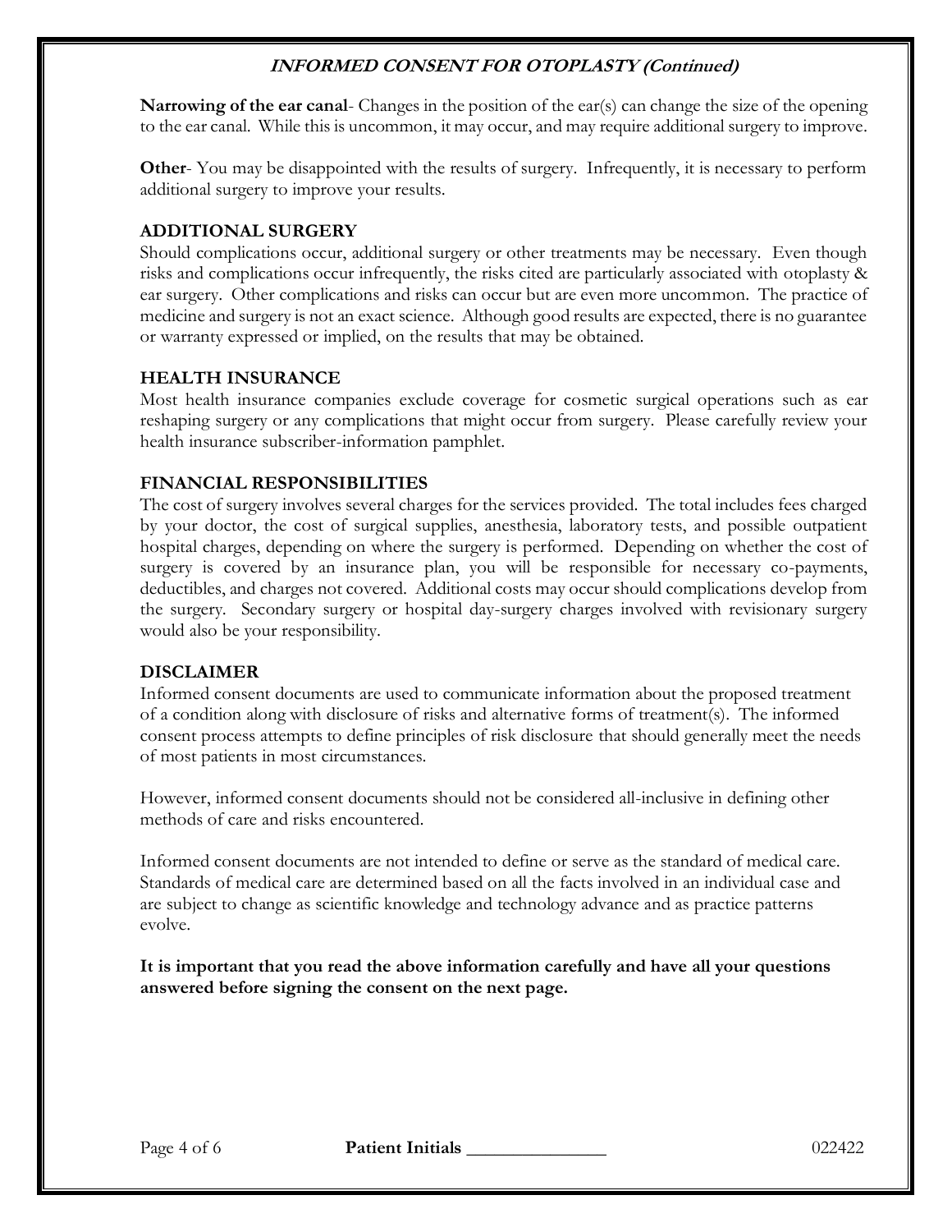**Narrowing of the ear canal**- Changes in the position of the ear(s) can change the size of the opening to the ear canal. While this is uncommon, it may occur, and may require additional surgery to improve.

**Other**- You may be disappointed with the results of surgery. Infrequently, it is necessary to perform additional surgery to improve your results.

## ADDITIONAL SURGERY

Should complications occur, additional surgery or other treatments may be necessary. Even though risks and complications occur infrequently, the risks cited are particularly associated with otoplasty & ear surgery. Other complications and risks can occur but are even more uncommon. The practice of medicine and surgery is not an exact science. Although good results are expected, there is no guarantee or warranty expressed or implied, on the results that may be obtained.

## HEALTH INSURANCE

Most health insurance companies exclude coverage for cosmetic surgical operations such as ear reshaping surgery or any complications that might occur from surgery. Please carefully review your health insurance subscriber-information pamphlet.

## FINANCIAL RESPONSIBILITIES

The cost of surgery involves several charges for the services provided. The total includes fees charged by your doctor, the cost of surgical supplies, anesthesia, laboratory tests, and possible outpatient hospital charges, depending on where the surgery is performed. Depending on whether the cost of surgery is covered by an insurance plan, you will be responsible for necessary co-payments, deductibles, and charges not covered. Additional costs may occur should complications develop from the surgery. Secondary surgery or hospital day-surgery charges involved with revisionary surgery would also be your responsibility.

## DISCLAIMER

Informed consent documents are used to communicate information about the proposed treatment of a condition along with disclosure of risks and alternative forms of treatment(s). The informed consent process attempts to define principles of risk disclosure that should generally meet the needs of most patients in most circumstances.

However, informed consent documents should not be considered all-inclusive in defining other methods of care and risks encountered.

Informed consent documents are not intended to define or serve as the standard of medical care. Standards of medical care are determined based on all the facts involved in an individual case and are subject to change as scientific knowledge and technology advance and as practice patterns evolve.

**It is important that you read the above information carefully and have all your questions answered before signing the consent on the next page.**

**Patient Initials** _______________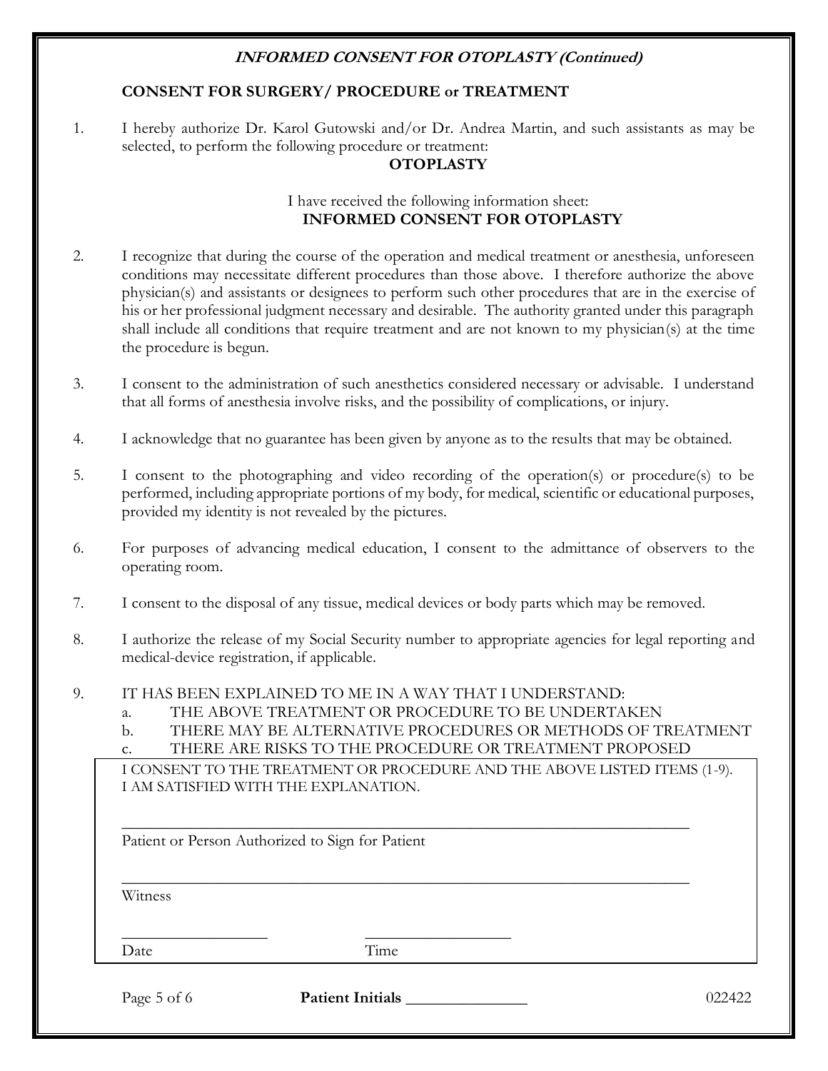***INFORMED CONSENT FOR OTOPLASTY (Continued)***

## CONSENT FOR SURGERY/ PROCEDURE or TREATMENT

1. I hereby authorize Dr. Karol Gutowski and/or Dr. Andrea Martin, and such assistants as may be selected, to perform the following procedure or treatment:

   **OTOPLASTY**

   I have received the following information sheet:

   **INFORMED CONSENT FOR OTOPLASTY**

2. I recognize that during the course of the operation and medical treatment or anesthesia, unforeseen conditions may necessitate different procedures than those above. I therefore authorize the above physician(s) and assistants or designees to perform such other procedures that are in the exercise of his or her professional judgment necessary and desirable. The authority granted under this paragraph shall include all conditions that require treatment and are not known to my physician(s) at the time the procedure is begun.

3. I consent to the administration of such anesthetics considered necessary or advisable. I understand that all forms of anesthesia involve risks, and the possibility of complications, or injury.

4. I acknowledge that no guarantee has been given by anyone as to the results that may be obtained.

5. I consent to the photographing and video recording of the operation(s) or procedure(s) to be performed, including appropriate portions of my body, for medical, scientific or educational purposes, provided my identity is not revealed by the pictures.

6. For purposes of advancing medical education, I consent to the admittance of observers to the operating room.

7. I consent to the disposal of any tissue, medical devices or body parts which may be removed.

8. I authorize the release of my Social Security number to appropriate agencies for legal reporting and medical-device registration, if applicable.

9. IT HAS BEEN EXPLAINED TO ME IN A WAY THAT I UNDERSTAND:
   a. THE ABOVE TREATMENT OR PROCEDURE TO BE UNDERTAKEN
   b. THERE MAY BE ALTERNATIVE PROCEDURES OR METHODS OF TREATMENT
   c. THERE ARE RISKS TO THE PROCEDURE OR TREATMENT PROPOSED

I CONSENT TO THE TREATMENT OR PROCEDURE AND THE ABOVE LISTED ITEMS (1-9).
I AM SATISFIED WITH THE EXPLANATION.

\_\_\_\_\_\_\_\_\_\_\_\_\_\_\_\_\_\_\_\_\_\_\_\_\_\_\_\_\_\_\_\_\_\_\_\_\_\_\_\_\_\_\_\_\_\_\_\_\_\_\_\_\_\_\_\_\_\_

Patient or Person Authorized to Sign for Patient

\_\_\_\_\_\_\_\_\_\_\_\_\_\_\_\_\_\_\_\_\_\_\_\_\_\_\_\_\_\_\_\_\_\_\_\_\_\_\_\_\_\_\_\_\_\_\_\_\_\_\_\_\_\_\_\_\_\_

Witness

\_\_\_\_\_\_\_\_\_\_\_\_\_\_\_\_\_\_ \_\_\_\_\_\_\_\_\_\_\_\_\_\_\_\_\_\_

Date Time

**Patient Initials** \_\_\_\_\_\_\_\_\_\_\_\_\_\_\_

022422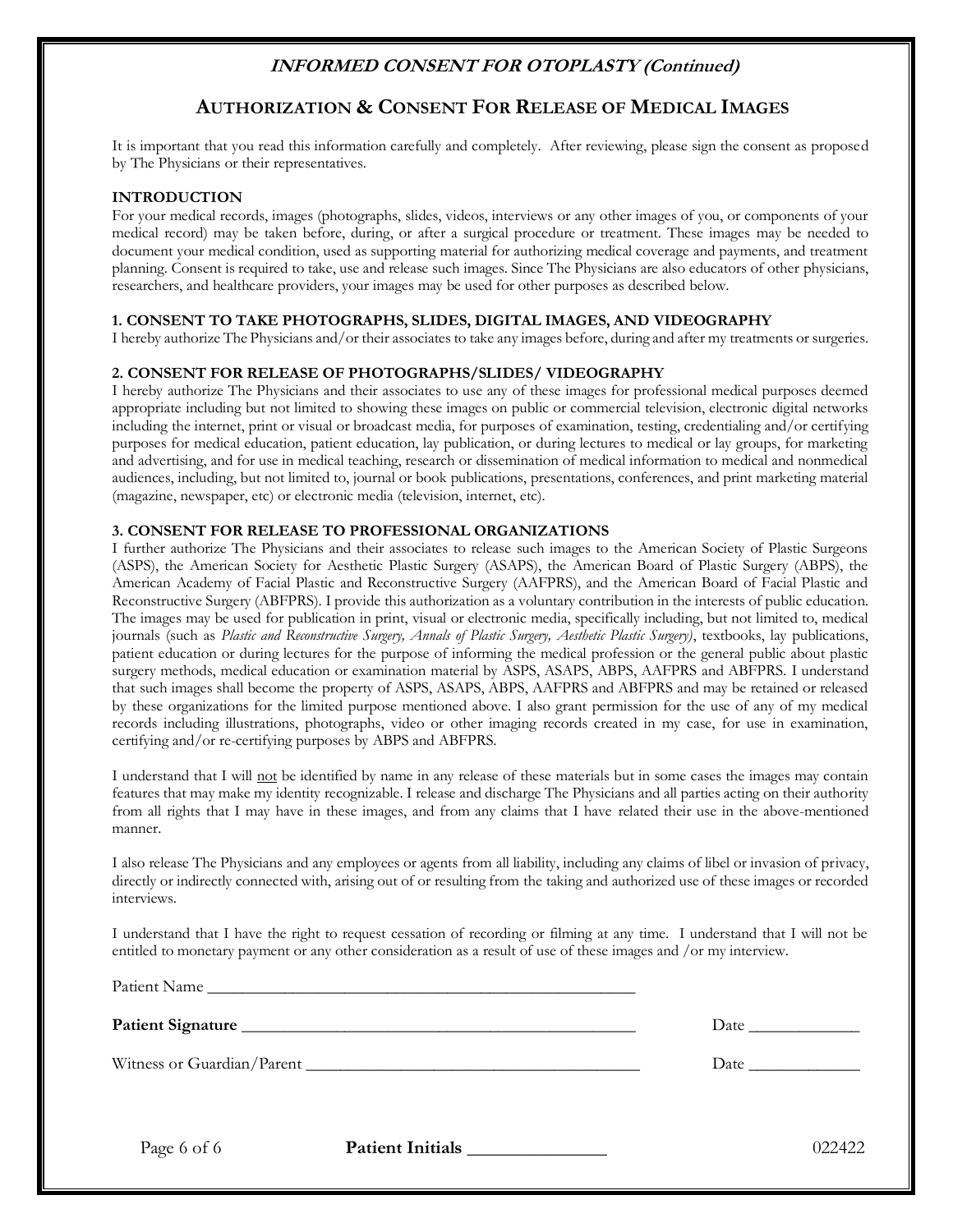## *INFORMED CONSENT FOR OTOPLASTY (Continued)*

## AUTHORIZATION & CONSENT FOR RELEASE OF MEDICAL IMAGES

It is important that you read this information carefully and completely. After reviewing, please sign the consent as proposed by The Physicians or their representatives.

**INTRODUCTION**

For your medical records, images (photographs, slides, videos, interviews or any other images of you, or components of your medical record) may be taken before, during, or after a surgical procedure or treatment. These images may be needed to document your medical condition, used as supporting material for authorizing medical coverage and payments, and treatment planning. Consent is required to take, use and release such images. Since The Physicians are also educators of other physicians, researchers, and healthcare providers, your images may be used for other purposes as described below.

**1. CONSENT TO TAKE PHOTOGRAPHS, SLIDES, DIGITAL IMAGES, AND VIDEOGRAPHY**

I hereby authorize The Physicians and/or their associates to take any images before, during and after my treatments or surgeries.

**2. CONSENT FOR RELEASE OF PHOTOGRAPHS/SLIDES/ VIDEOGRAPHY**

I hereby authorize The Physicians and their associates to use any of these images for professional medical purposes deemed appropriate including but not limited to showing these images on public or commercial television, electronic digital networks including the internet, print or visual or broadcast media, for purposes of examination, testing, credentialing and/or certifying purposes for medical education, patient education, lay publication, or during lectures to medical or lay groups, for marketing and advertising, and for use in medical teaching, research or dissemination of medical information to medical and nonmedical audiences, including, but not limited to, journal or book publications, presentations, conferences, and print marketing material (magazine, newspaper, etc) or electronic media (television, internet, etc).

**3. CONSENT FOR RELEASE TO PROFESSIONAL ORGANIZATIONS**

I further authorize The Physicians and their associates to release such images to the American Society of Plastic Surgeons (ASPS), the American Society for Aesthetic Plastic Surgery (ASAPS), the American Board of Plastic Surgery (ABPS), the American Academy of Facial Plastic and Reconstructive Surgery (AAFPRS), and the American Board of Facial Plastic and Reconstructive Surgery (ABFPRS). I provide this authorization as a voluntary contribution in the interests of public education. The images may be used for publication in print, visual or electronic media, specifically including, but not limited to, medical journals (such as *Plastic and Reconstructive Surgery, Annals of Plastic Surgery, Aesthetic Plastic Surgery)*, textbooks, lay publications, patient education or during lectures for the purpose of informing the medical profession or the general public about plastic surgery methods, medical education or examination material by ASPS, ASAPS, ABPS, AAFPRS and ABFPRS. I understand that such images shall become the property of ASPS, ASAPS, ABPS, AAFPRS and ABFPRS and may be retained or released by these organizations for the limited purpose mentioned above. I also grant permission for the use of any of my medical records including illustrations, photographs, video or other imaging records created in my case, for use in examination, certifying and/or re-certifying purposes by ABPS and ABFPRS.

I understand that I will not be identified by name in any release of these materials but in some cases the images may contain features that may make my identity recognizable. I release and discharge The Physicians and all parties acting on their authority from all rights that I may have in these images, and from any claims that I have related their use in the above-mentioned manner.

I also release The Physicians and any employees or agents from all liability, including any claims of libel or invasion of privacy, directly or indirectly connected with, arising out of or resulting from the taking and authorized use of these images or recorded interviews.

I understand that I have the right to request cessation of recording or filming at any time. I understand that I will not be entitled to monetary payment or any other consideration as a result of use of these images and /or my interview.

Patient Name ______________________________________________

**Patient Signature** ___________________________________________ Date ____________

Witness or Guardian/Parent _____________________________________ Date ____________

**Patient Initials** ______________

022422